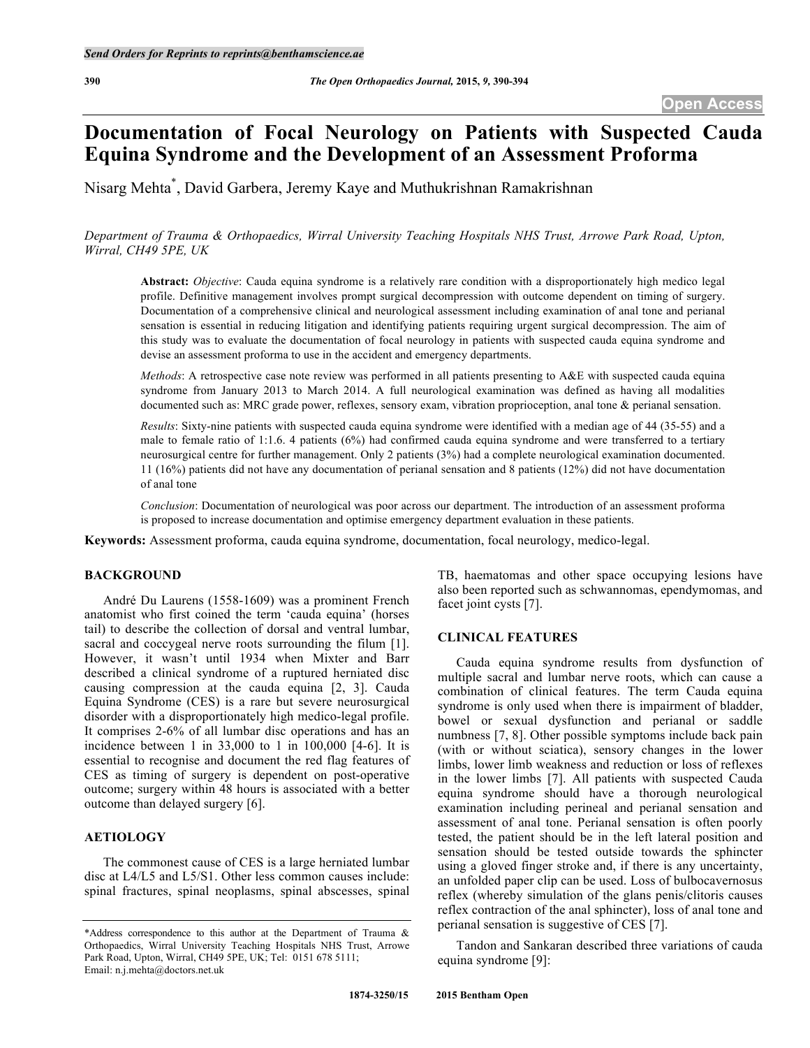# Documentation of Focal Neurology on Patients with Suspected Cauda Equina Syndrome and the Development of an Assessment Proforma

Nisarg Mehta*, David Garbera, Jeremy Kaye and Muthukrishnan Ramakrishnan

*Department of Trauma & Orthopaedics, Wirral University Teaching Hospitals NHS Trust, Arrowe Park Road, Upton, Wirral, CH49 5PE, UK*

**Abstract:** *Objective*: Cauda equina syndrome is a relatively rare condition with a disproportionately high medico legal profile. Definitive management involves prompt surgical decompression with outcome dependent on timing of surgery. Documentation of a comprehensive clinical and neurological assessment including examination of anal tone and perianal sensation is essential in reducing litigation and identifying patients requiring urgent surgical decompression. The aim of this study was to evaluate the documentation of focal neurology in patients with suspected cauda equina syndrome and devise an assessment proforma to use in the accident and emergency departments.

*Methods*: A retrospective case note review was performed in all patients presenting to A&E with suspected cauda equina syndrome from January 2013 to March 2014. A full neurological examination was defined as having all modalities documented such as: MRC grade power, reflexes, sensory exam, vibration proprioception, anal tone & perianal sensation.

*Results*: Sixty-nine patients with suspected cauda equina syndrome were identified with a median age of 44 (35-55) and a male to female ratio of 1:1.6. 4 patients (6%) had confirmed cauda equina syndrome and were transferred to a tertiary neurosurgical centre for further management. Only 2 patients (3%) had a complete neurological examination documented. 11 (16%) patients did not have any documentation of perianal sensation and 8 patients (12%) did not have documentation of anal tone

*Conclusion*: Documentation of neurological was poor across our department. The introduction of an assessment proforma is proposed to increase documentation and optimise emergency department evaluation in these patients.

**Keywords:** Assessment proforma, cauda equina syndrome, documentation, focal neurology, medico-legal.

## BACKGROUND

André Du Laurens (1558-1609) was a prominent French anatomist who first coined the term 'cauda equina' (horses tail) to describe the collection of dorsal and ventral lumbar, sacral and coccygeal nerve roots surrounding the filum [1]. However, it wasn't until 1934 when Mixter and Barr described a clinical syndrome of a ruptured herniated disc causing compression at the cauda equina [2, 3]. Cauda Equina Syndrome (CES) is a rare but severe neurosurgical disorder with a disproportionately high medico-legal profile. It comprises 2-6% of all lumbar disc operations and has an incidence between 1 in 33,000 to 1 in 100,000 [4-6]. It is essential to recognise and document the red flag features of CES as timing of surgery is dependent on post-operative outcome; surgery within 48 hours is associated with a better outcome than delayed surgery [6].

## AETIOLOGY

The commonest cause of CES is a large herniated lumbar disc at L4/L5 and L5/S1. Other less common causes include: spinal fractures, spinal neoplasms, spinal abscesses, spinal TB, haematomas and other space occupying lesions have also been reported such as schwannomas, ependymomas, and facet joint cysts [7].

## CLINICAL FEATURES

Cauda equina syndrome results from dysfunction of multiple sacral and lumbar nerve roots, which can cause a combination of clinical features. The term Cauda equina syndrome is only used when there is impairment of bladder, bowel or sexual dysfunction and perianal or saddle numbness [7, 8]. Other possible symptoms include back pain (with or without sciatica), sensory changes in the lower limbs, lower limb weakness and reduction or loss of reflexes in the lower limbs [7]. All patients with suspected Cauda equina syndrome should have a thorough neurological examination including perineal and perianal sensation and assessment of anal tone. Perianal sensation is often poorly tested, the patient should be in the left lateral position and sensation should be tested outside towards the sphincter using a gloved finger stroke and, if there is any uncertainty, an unfolded paper clip can be used. Loss of bulbocavernosus reflex (whereby simulation of the glans penis/clitoris causes reflex contraction of the anal sphincter), loss of anal tone and perianal sensation is suggestive of CES [7].

Tandon and Sankaran described three variations of cauda equina syndrome [9]:

*Address correspondence to this author at the Department of Trauma & Orthopaedics, Wirral University Teaching Hospitals NHS Trust, Arrowe Park Road, Upton, Wirral, CH49 5PE, UK; Tel: 0151 678 5111; Email: n.j.mehta@doctors.net.uk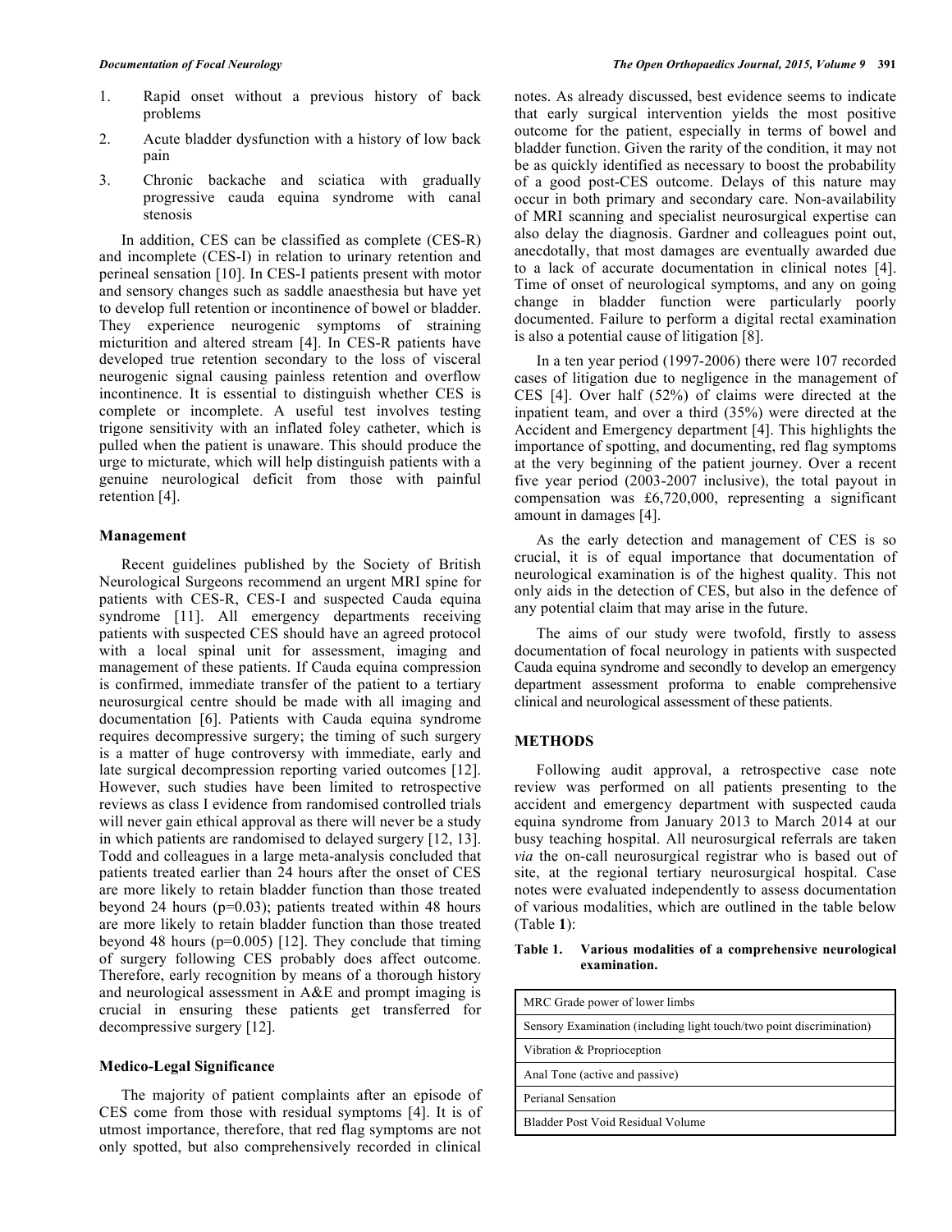1. Rapid onset without a previous history of back problems
2. Acute bladder dysfunction with a history of low back pain
3. Chronic backache and sciatica with gradually progressive cauda equina syndrome with canal stenosis

In addition, CES can be classified as complete (CES-R) and incomplete (CES-I) in relation to urinary retention and perineal sensation [10]. In CES-I patients present with motor and sensory changes such as saddle anaesthesia but have yet to develop full retention or incontinence of bowel or bladder. They experience neurogenic symptoms of straining micturition and altered stream [4]. In CES-R patients have developed true retention secondary to the loss of visceral neurogenic signal causing painless retention and overflow incontinence. It is essential to distinguish whether CES is complete or incomplete. A useful test involves testing trigone sensitivity with an inflated foley catheter, which is pulled when the patient is unaware. This should produce the urge to micturate, which will help distinguish patients with a genuine neurological deficit from those with painful retention [4].

### Management

Recent guidelines published by the Society of British Neurological Surgeons recommend an urgent MRI spine for patients with CES-R, CES-I and suspected Cauda equina syndrome [11]. All emergency departments receiving patients with suspected CES should have an agreed protocol with a local spinal unit for assessment, imaging and management of these patients. If Cauda equina compression is confirmed, immediate transfer of the patient to a tertiary neurosurgical centre should be made with all imaging and documentation [6]. Patients with Cauda equina syndrome requires decompressive surgery; the timing of such surgery is a matter of huge controversy with immediate, early and late surgical decompression reporting varied outcomes [12]. However, such studies have been limited to retrospective reviews as class I evidence from randomised controlled trials will never gain ethical approval as there will never be a study in which patients are randomised to delayed surgery [12, 13]. Todd and colleagues in a large meta-analysis concluded that patients treated earlier than 24 hours after the onset of CES are more likely to retain bladder function than those treated beyond 24 hours ($p=0.03$); patients treated within 48 hours are more likely to retain bladder function than those treated beyond 48 hours ($p=0.005$) [12]. They conclude that timing of surgery following CES probably does affect outcome. Therefore, early recognition by means of a thorough history and neurological assessment in A&E and prompt imaging is crucial in ensuring these patients get transferred for decompressive surgery [12].

### Medico-Legal Significance

The majority of patient complaints after an episode of CES come from those with residual symptoms [4]. It is of utmost importance, therefore, that red flag symptoms are not only spotted, but also comprehensively recorded in clinical notes. As already discussed, best evidence seems to indicate that early surgical intervention yields the most positive outcome for the patient, especially in terms of bowel and bladder function. Given the rarity of the condition, it may not be as quickly identified as necessary to boost the probability of a good post-CES outcome. Delays of this nature may occur in both primary and secondary care. Non-availability of MRI scanning and specialist neurosurgical expertise can also delay the diagnosis. Gardner and colleagues point out, anecdotally, that most damages are eventually awarded due to a lack of accurate documentation in clinical notes [4]. Time of onset of neurological symptoms, and any on going change in bladder function were particularly poorly documented. Failure to perform a digital rectal examination is also a potential cause of litigation [8].

In a ten year period (1997-2006) there were 107 recorded cases of litigation due to negligence in the management of CES [4]. Over half (52%) of claims were directed at the inpatient team, and over a third (35%) were directed at the Accident and Emergency department [4]. This highlights the importance of spotting, and documenting, red flag symptoms at the very beginning of the patient journey. Over a recent five year period (2003-2007 inclusive), the total payout in compensation was £6,720,000, representing a significant amount in damages [4].

As the early detection and management of CES is so crucial, it is of equal importance that documentation of neurological examination is of the highest quality. This not only aids in the detection of CES, but also in the defence of any potential claim that may arise in the future.

The aims of our study were twofold, firstly to assess documentation of focal neurology in patients with suspected Cauda equina syndrome and secondly to develop an emergency department assessment proforma to enable comprehensive clinical and neurological assessment of these patients.

## METHODS

Following audit approval, a retrospective case note review was performed on all patients presenting to the accident and emergency department with suspected cauda equina syndrome from January 2013 to March 2014 at our busy teaching hospital. All neurosurgical referrals are taken *via* the on-call neurosurgical registrar who is based out of site, at the regional tertiary neurosurgical hospital. Case notes were evaluated independently to assess documentation of various modalities, which are outlined in the table below (Table **1**):

**Table 1. Various modalities of a comprehensive neurological examination.**

| MRC Grade power of lower limbs |
|---|
| Sensory Examination (including light touch/two point discrimination) |
| Vibration & Proprioception |
| Anal Tone (active and passive) |
| Perianal Sensation |
| Bladder Post Void Residual Volume |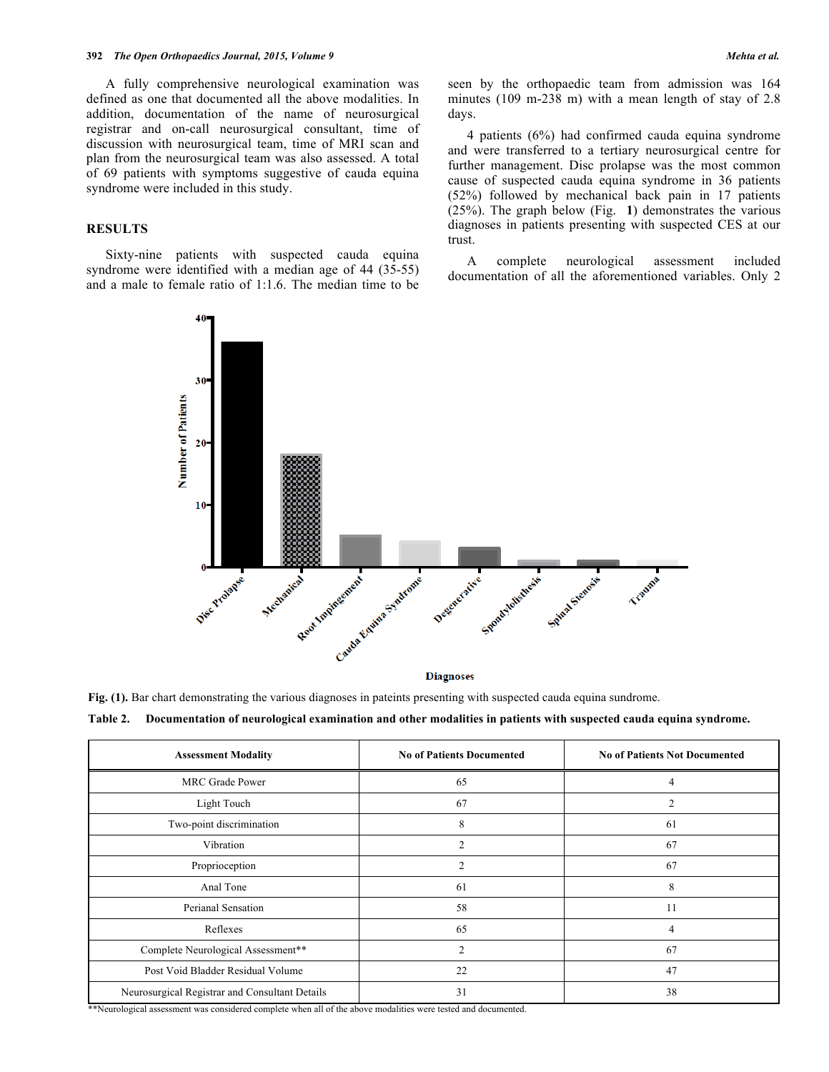A fully comprehensive neurological examination was defined as one that documented all the above modalities. In addition, documentation of the name of neurosurgical registrar and on-call neurosurgical consultant, time of discussion with neurosurgical team, time of MRI scan and plan from the neurosurgical team was also assessed. A total of 69 patients with symptoms suggestive of cauda equina syndrome were included in this study.

## RESULTS

Sixty-nine patients with suspected cauda equina syndrome were identified with a median age of 44 (35-55) and a male to female ratio of 1:1.6. The median time to be seen by the orthopaedic team from admission was 164 minutes (109 m-238 m) with a mean length of stay of 2.8 days.

4 patients (6%) had confirmed cauda equina syndrome and were transferred to a tertiary neurosurgical centre for further management. Disc prolapse was the most common cause of suspected cauda equina syndrome in 36 patients (52%) followed by mechanical back pain in 17 patients (25%). The graph below (Fig. **1**) demonstrates the various diagnoses in patients presenting with suspected CES at our trust.

A complete neurological assessment included documentation of all the aforementioned variables. Only 2

**Fig. (1).** Bar chart demonstrating the various diagnoses in pateints presenting with suspected cauda equina sundrome.

**Table 2. Documentation of neurological examination and other modalities in patients with suspected cauda equina syndrome.**

| Assessment Modality | No of Patients Documented | No of Patients Not Documented |
|---|---|---|
| MRC Grade Power | 65 | 4 |
| Light Touch | 67 | 2 |
| Two-point discrimination | 8 | 61 |
| Vibration | 2 | 67 |
| Proprioception | 2 | 67 |
| Anal Tone | 61 | 8 |
| Perianal Sensation | 58 | 11 |
| Reflexes | 65 | 4 |
| Complete Neurological Assessment** | 2 | 67 |
| Post Void Bladder Residual Volume | 22 | 47 |
| Neurosurgical Registrar and Consultant Details | 31 | 38 |

**Neurological assessment was considered complete when all of the above modalities were tested and documented.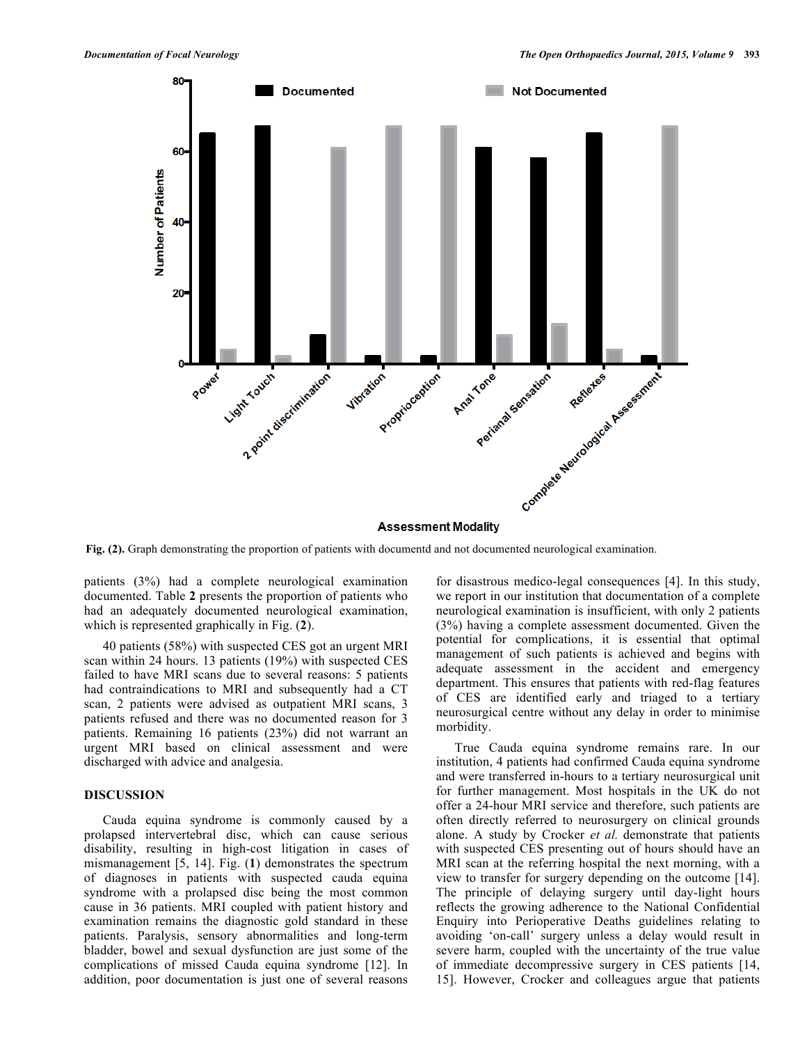Fig. (2). Graph demonstrating the proportion of patients with documentd and not documented neurological examination.

patients (3%) had a complete neurological examination documented. Table **2** presents the proportion of patients who had an adequately documented neurological examination, which is represented graphically in Fig. (**2**).

40 patients (58%) with suspected CES got an urgent MRI scan within 24 hours. 13 patients (19%) with suspected CES failed to have MRI scans due to several reasons: 5 patients had contraindications to MRI and subsequently had a CT scan, 2 patients were advised as outpatient MRI scans, 3 patients refused and there was no documented reason for 3 patients. Remaining 16 patients (23%) did not warrant an urgent MRI based on clinical assessment and were discharged with advice and analgesia.

## DISCUSSION

Cauda equina syndrome is commonly caused by a prolapsed intervertebral disc, which can cause serious disability, resulting in high-cost litigation in cases of mismanagement [5, 14]. Fig. (**1**) demonstrates the spectrum of diagnoses in patients with suspected cauda equina syndrome with a prolapsed disc being the most common cause in 36 patients. MRI coupled with patient history and examination remains the diagnostic gold standard in these patients. Paralysis, sensory abnormalities and long-term bladder, bowel and sexual dysfunction are just some of the complications of missed Cauda equina syndrome [12]. In addition, poor documentation is just one of several reasons for disastrous medico-legal consequences [4]. In this study, we report in our institution that documentation of a complete neurological examination is insufficient, with only 2 patients (3%) having a complete assessment documented. Given the potential for complications, it is essential that optimal management of such patients is achieved and begins with adequate assessment in the accident and emergency department. This ensures that patients with red-flag features of CES are identified early and triaged to a tertiary neurosurgical centre without any delay in order to minimise morbidity.

True Cauda equina syndrome remains rare. In our institution, 4 patients had confirmed Cauda equina syndrome and were transferred in-hours to a tertiary neurosurgical unit for further management. Most hospitals in the UK do not offer a 24-hour MRI service and therefore, such patients are often directly referred to neurosurgery on clinical grounds alone. A study by Crocker *et al.* demonstrate that patients with suspected CES presenting out of hours should have an MRI scan at the referring hospital the next morning, with a view to transfer for surgery depending on the outcome [14]. The principle of delaying surgery until day-light hours reflects the growing adherence to the National Confidential Enquiry into Perioperative Deaths guidelines relating to avoiding 'on-call' surgery unless a delay would result in severe harm, coupled with the uncertainty of the true value of immediate decompressive surgery in CES patients [14, 15]. However, Crocker and colleagues argue that patients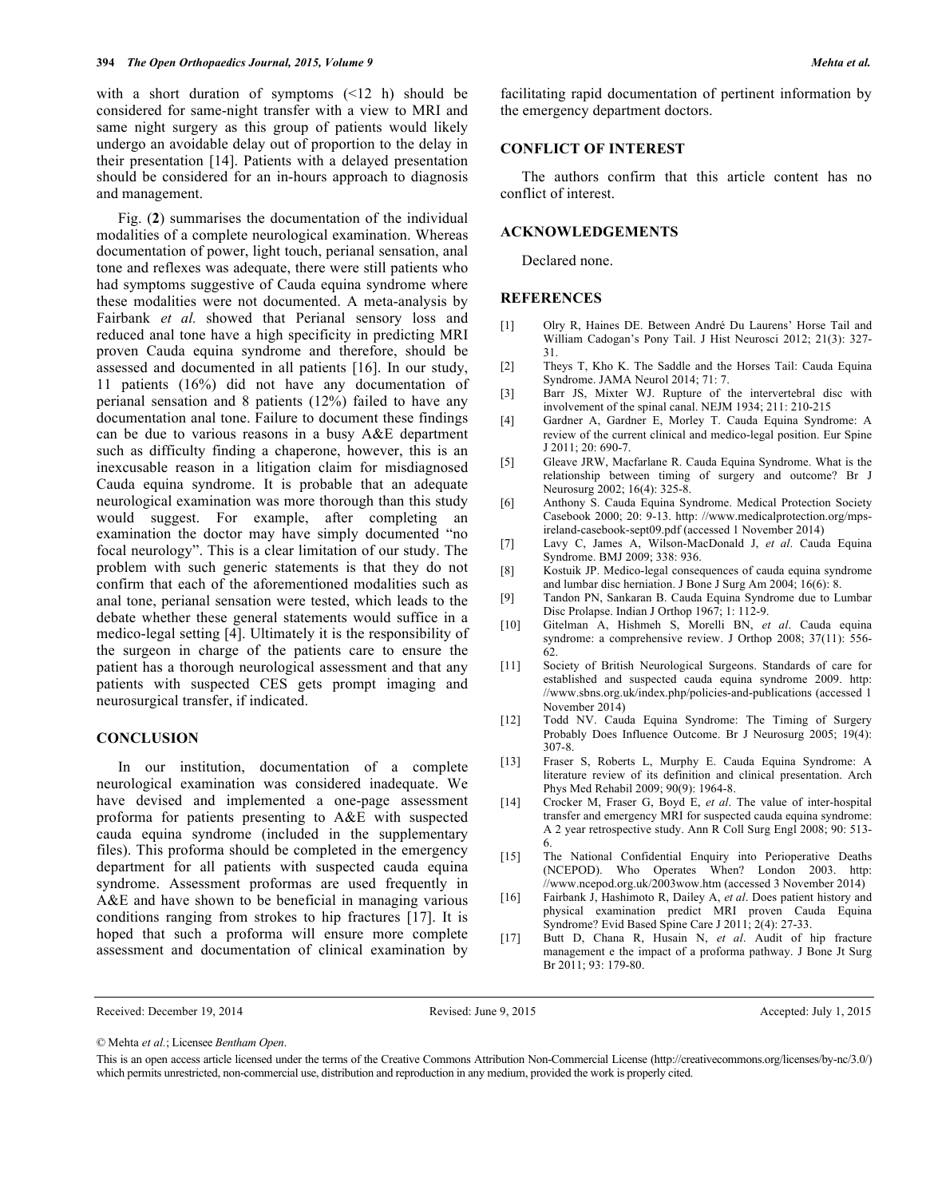with a short duration of symptoms (<12 h) should be considered for same-night transfer with a view to MRI and same night surgery as this group of patients would likely undergo an avoidable delay out of proportion to the delay in their presentation [14]. Patients with a delayed presentation should be considered for an in-hours approach to diagnosis and management.

Fig. (**2**) summarises the documentation of the individual modalities of a complete neurological examination. Whereas documentation of power, light touch, perianal sensation, anal tone and reflexes was adequate, there were still patients who had symptoms suggestive of Cauda equina syndrome where these modalities were not documented. A meta-analysis by Fairbank *et al.* showed that Perianal sensory loss and reduced anal tone have a high specificity in predicting MRI proven Cauda equina syndrome and therefore, should be assessed and documented in all patients [16]. In our study, 11 patients (16%) did not have any documentation of perianal sensation and 8 patients (12%) failed to have any documentation anal tone. Failure to document these findings can be due to various reasons in a busy A&E department such as difficulty finding a chaperone, however, this is an inexcusable reason in a litigation claim for misdiagnosed Cauda equina syndrome. It is probable that an adequate neurological examination was more thorough than this study would suggest. For example, after completing an examination the doctor may have simply documented "no focal neurology". This is a clear limitation of our study. The problem with such generic statements is that they do not confirm that each of the aforementioned modalities such as anal tone, perianal sensation were tested, which leads to the debate whether these general statements would suffice in a medico-legal setting [4]. Ultimately it is the responsibility of the surgeon in charge of the patients care to ensure the patient has a thorough neurological assessment and that any patients with suspected CES gets prompt imaging and neurosurgical transfer, if indicated.

## CONCLUSION

In our institution, documentation of a complete neurological examination was considered inadequate. We have devised and implemented a one-page assessment proforma for patients presenting to A&E with suspected cauda equina syndrome (included in the supplementary files). This proforma should be completed in the emergency department for all patients with suspected cauda equina syndrome. Assessment proformas are used frequently in A&E and have shown to be beneficial in managing various conditions ranging from strokes to hip fractures [17]. It is hoped that such a proforma will ensure more complete assessment and documentation of clinical examination by facilitating rapid documentation of pertinent information by the emergency department doctors.

## CONFLICT OF INTEREST

The authors confirm that this article content has no conflict of interest.

## ACKNOWLEDGEMENTS

Declared none.

## REFERENCES

[1] Olry R, Haines DE. Between André Du Laurens' Horse Tail and William Cadogan's Pony Tail. J Hist Neurosci 2012; 21(3): 327-31.

[2] Theys T, Kho K. The Saddle and the Horses Tail: Cauda Equina Syndrome. JAMA Neurol 2014; 71: 7.

[3] Barr JS, Mixter WJ. Rupture of the intervertebral disc with involvement of the spinal canal. NEJM 1934; 211: 210-215

[4] Gardner A, Gardner E, Morley T. Cauda Equina Syndrome: A review of the current clinical and medico-legal position. Eur Spine J 2011; 20: 690-7.

[5] Gleave JRW, Macfarlane R. Cauda Equina Syndrome. What is the relationship between timing of surgery and outcome? Br J Neurosurg 2002; 16(4): 325-8.

[6] Anthony S. Cauda Equina Syndrome. Medical Protection Society Casebook 2000; 20: 9-13. http: //www.medicalprotection.org/mps-ireland-casebook-sept09.pdf (accessed 1 November 2014)

[7] Lavy C, James A, Wilson-MacDonald J, *et al*. Cauda Equina Syndrome. BMJ 2009; 338: 936.

[8] Kostuik JP. Medico-legal consequences of cauda equina syndrome and lumbar disc herniation. J Bone J Surg Am 2004; 16(6): 8.

[9] Tandon PN, Sankaran B. Cauda Equina Syndrome due to Lumbar Disc Prolapse. Indian J Orthop 1967; 1: 112-9.

[10] Gitelman A, Hishmeh S, Morelli BN, *et al*. Cauda equina syndrome: a comprehensive review. J Orthop 2008; 37(11): 556-62.

[11] Society of British Neurological Surgeons. Standards of care for established and suspected cauda equina syndrome 2009. http: //www.sbns.org.uk/index.php/policies-and-publications (accessed 1 November 2014)

[12] Todd NV. Cauda Equina Syndrome: The Timing of Surgery Probably Does Influence Outcome. Br J Neurosurg 2005; 19(4): 307-8.

[13] Fraser S, Roberts L, Murphy E. Cauda Equina Syndrome: A literature review of its definition and clinical presentation. Arch Phys Med Rehabil 2009; 90(9): 1964-8.

[14] Crocker M, Fraser G, Boyd E, *et al*. The value of inter-hospital transfer and emergency MRI for suspected cauda equina syndrome: A 2 year retrospective study. Ann R Coll Surg Engl 2008; 90: 513-6.

[15] The National Confidential Enquiry into Perioperative Deaths (NCEPOD). Who Operates When? London 2003. http: //www.ncepod.org.uk/2003wow.htm (accessed 3 November 2014)

[16] Fairbank J, Hashimoto R, Dailey A, *et al*. Does patient history and physical examination predict MRI proven Cauda Equina Syndrome? Evid Based Spine Care J 2011; 2(4): 27-33.

[17] Butt D, Chana R, Husain N, *et al*. Audit of hip fracture management e the impact of a proforma pathway. J Bone Jt Surg Br 2011; 93: 179-80.

Received: December 19, 2014 Revised: June 9, 2015 Accepted: July 1, 2015

© Mehta *et al.*; Licensee *Bentham Open*.

This is an open access article licensed under the terms of the Creative Commons Attribution Non-Commercial License (http://creativecommons.org/licenses/by-nc/3.0/) which permits unrestricted, non-commercial use, distribution and reproduction in any medium, provided the work is properly cited.